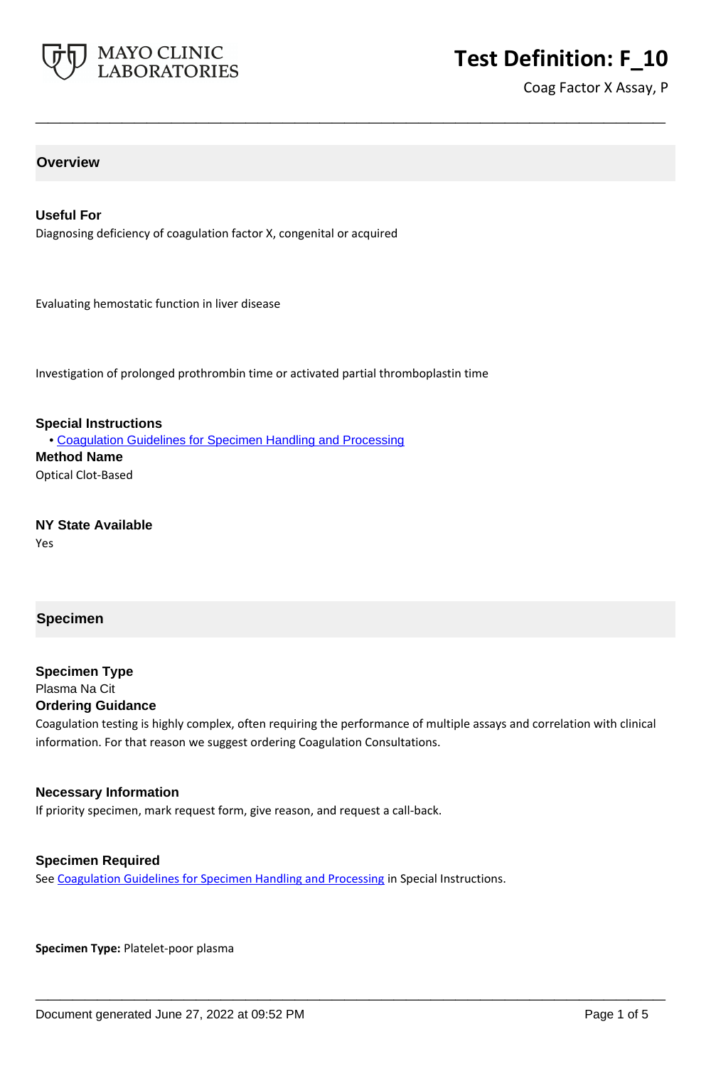# Test Definition: F_10

Coag Factor X Assay, P

## Overview

### Useful For

Diagnosing deficiency of coagulation factor X, congenital or acquired

Evaluating hemostatic function in liver disease

Investigation of prolonged prothrombin time or activated partial thromboplastin time

### Special Instructions

- Coagulation Guidelines for Specimen Handling and Processing

### Method Name

Optical Clot-Based

### NY State Available

Yes

## Specimen

### Specimen Type

Plasma Na Cit

### Ordering Guidance

Coagulation testing is highly complex, often requiring the performance of multiple assays and correlation with clinical information. For that reason we suggest ordering Coagulation Consultations.

### Necessary Information

If priority specimen, mark request form, give reason, and request a call-back.

### Specimen Required

See Coagulation Guidelines for Specimen Handling and Processing in Special Instructions.

**Specimen Type:** Platelet-poor plasma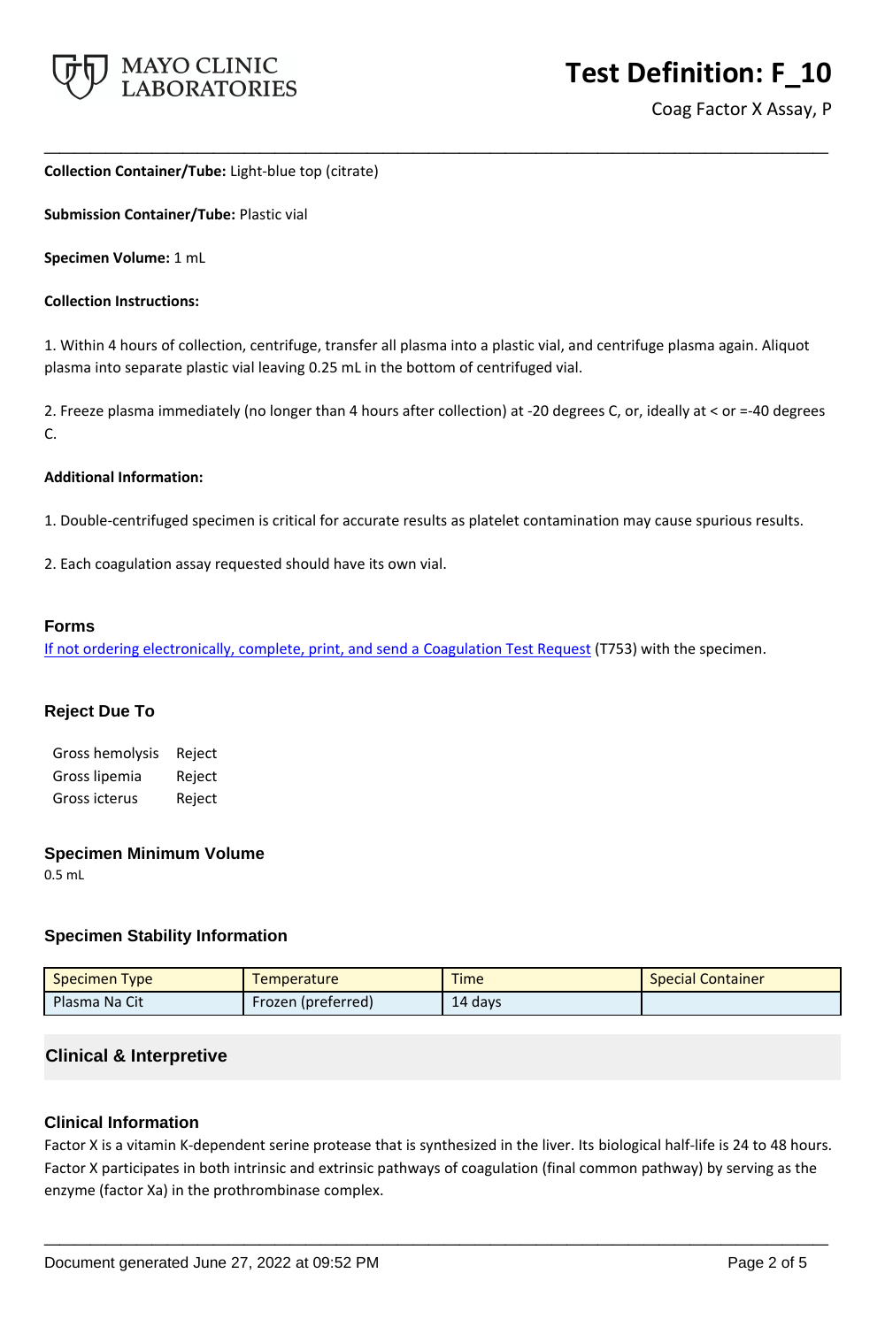**Collection Container/Tube:** Light-blue top (citrate)

**Submission Container/Tube:** Plastic vial

**Specimen Volume:** 1 mL

**Collection Instructions:**

1. Within 4 hours of collection, centrifuge, transfer all plasma into a plastic vial, and centrifuge plasma again. Aliquot plasma into separate plastic vial leaving 0.25 mL in the bottom of centrifuged vial.

2. Freeze plasma immediately (no longer than 4 hours after collection) at -20 degrees C, or, ideally at < or =-40 degrees C.

**Additional Information:**

1. Double-centrifuged specimen is critical for accurate results as platelet contamination may cause spurious results.

2. Each coagulation assay requested should have its own vial.

## Forms

If not ordering electronically, complete, print, and send a Coagulation Test Request (T753) with the specimen.

## Reject Due To

| | |
|---|---|
| Gross hemolysis | Reject |
| Gross lipemia | Reject |
| Gross icterus | Reject |

## Specimen Minimum Volume

0.5 mL

## Specimen Stability Information

| Specimen Type | Temperature | Time | Special Container |
|---|---|---|---|
| Plasma Na Cit | Frozen (preferred) | 14 days | |

## Clinical & Interpretive

### Clinical Information

Factor X is a vitamin K-dependent serine protease that is synthesized in the liver. Its biological half-life is 24 to 48 hours. Factor X participates in both intrinsic and extrinsic pathways of coagulation (final common pathway) by serving as the enzyme (factor Xa) in the prothrombinase complex.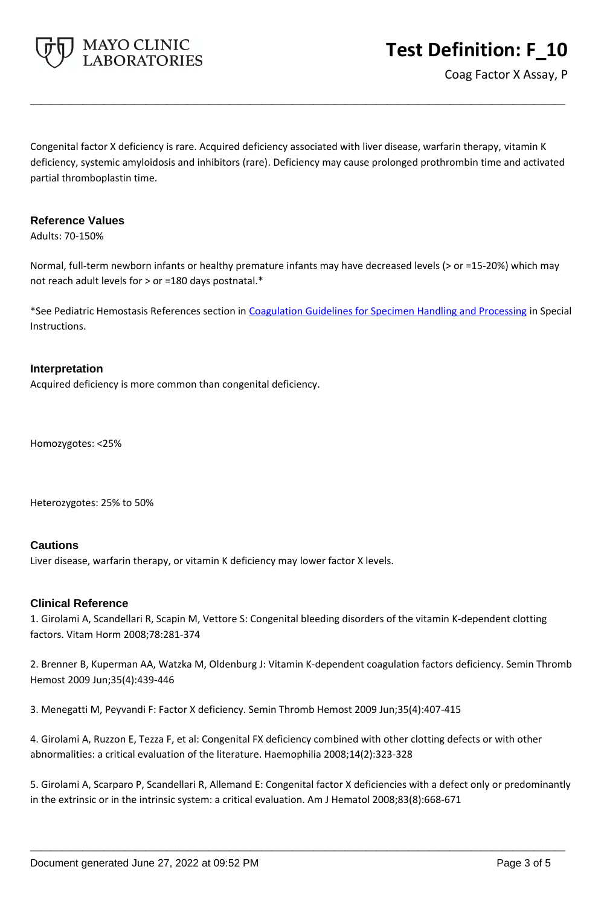Congenital factor X deficiency is rare. Acquired deficiency associated with liver disease, warfarin therapy, vitamin K deficiency, systemic amyloidosis and inhibitors (rare). Deficiency may cause prolonged prothrombin time and activated partial thromboplastin time.

### Reference Values

Adults: 70-150%

Normal, full-term newborn infants or healthy premature infants may have decreased levels (> or =15-20%) which may not reach adult levels for > or =180 days postnatal.*

*See Pediatric Hemostasis References section in Coagulation Guidelines for Specimen Handling and Processing in Special Instructions.

### Interpretation

Acquired deficiency is more common than congenital deficiency.

Homozygotes: <25%

Heterozygotes: 25% to 50%

### Cautions

Liver disease, warfarin therapy, or vitamin K deficiency may lower factor X levels.

### Clinical Reference

1. Girolami A, Scandellari R, Scapin M, Vettore S: Congenital bleeding disorders of the vitamin K-dependent clotting factors. Vitam Horm 2008;78:281-374

2. Brenner B, Kuperman AA, Watzka M, Oldenburg J: Vitamin K-dependent coagulation factors deficiency. Semin Thromb Hemost 2009 Jun;35(4):439-446

3. Menegatti M, Peyvandi F: Factor X deficiency. Semin Thromb Hemost 2009 Jun;35(4):407-415

4. Girolami A, Ruzzon E, Tezza F, et al: Congenital FX deficiency combined with other clotting defects or with other abnormalities: a critical evaluation of the literature. Haemophilia 2008;14(2):323-328

5. Girolami A, Scarparo P, Scandellari R, Allemand E: Congenital factor X deficiencies with a defect only or predominantly in the extrinsic or in the intrinsic system: a critical evaluation. Am J Hematol 2008;83(8):668-671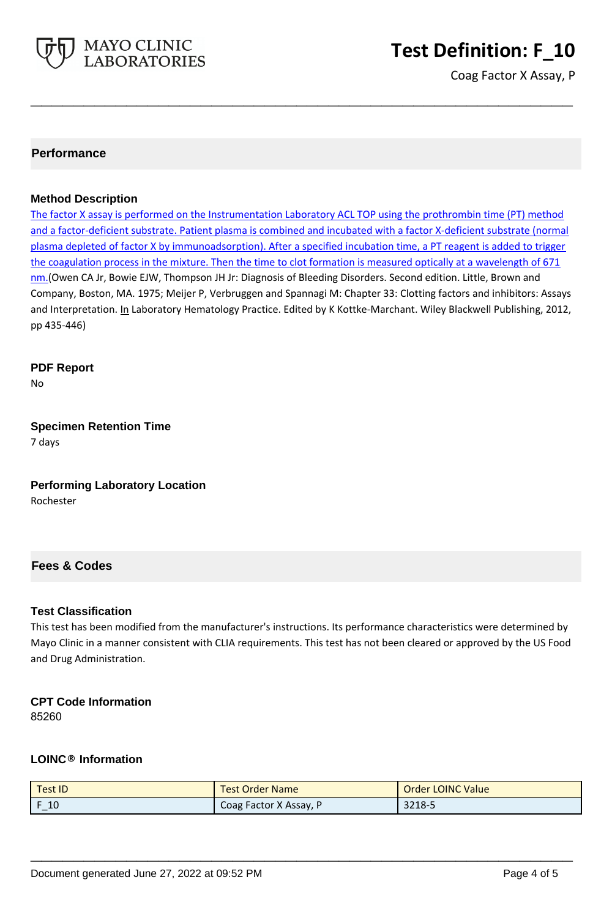## Performance

### Method Description

The factor X assay is performed on the Instrumentation Laboratory ACL TOP using the prothrombin time (PT) method and a factor-deficient substrate. Patient plasma is combined and incubated with a factor X-deficient substrate (normal plasma depleted of factor X by immunoadsorption). After a specified incubation time, a PT reagent is added to trigger the coagulation process in the mixture. Then the time to clot formation is measured optically at a wavelength of 671 nm.(Owen CA Jr, Bowie EJW, Thompson JH Jr: Diagnosis of Bleeding Disorders. Second edition. Little, Brown and Company, Boston, MA. 1975; Meijer P, Verbruggen and Spannagi M: Chapter 33: Clotting factors and inhibitors: Assays and Interpretation. In Laboratory Hematology Practice. Edited by K Kottke-Marchant. Wiley Blackwell Publishing, 2012, pp 435-446)

### PDF Report

No

### Specimen Retention Time

7 days

### Performing Laboratory Location

Rochester

## Fees & Codes

### Test Classification

This test has been modified from the manufacturer's instructions. Its performance characteristics were determined by Mayo Clinic in a manner consistent with CLIA requirements. This test has not been cleared or approved by the US Food and Drug Administration.

### CPT Code Information

85260

### LOINC® Information

| Test ID | Test Order Name | Order LOINC Value |
|---|---|---|
| F_10 | Coag Factor X Assay, P | 3218-5 |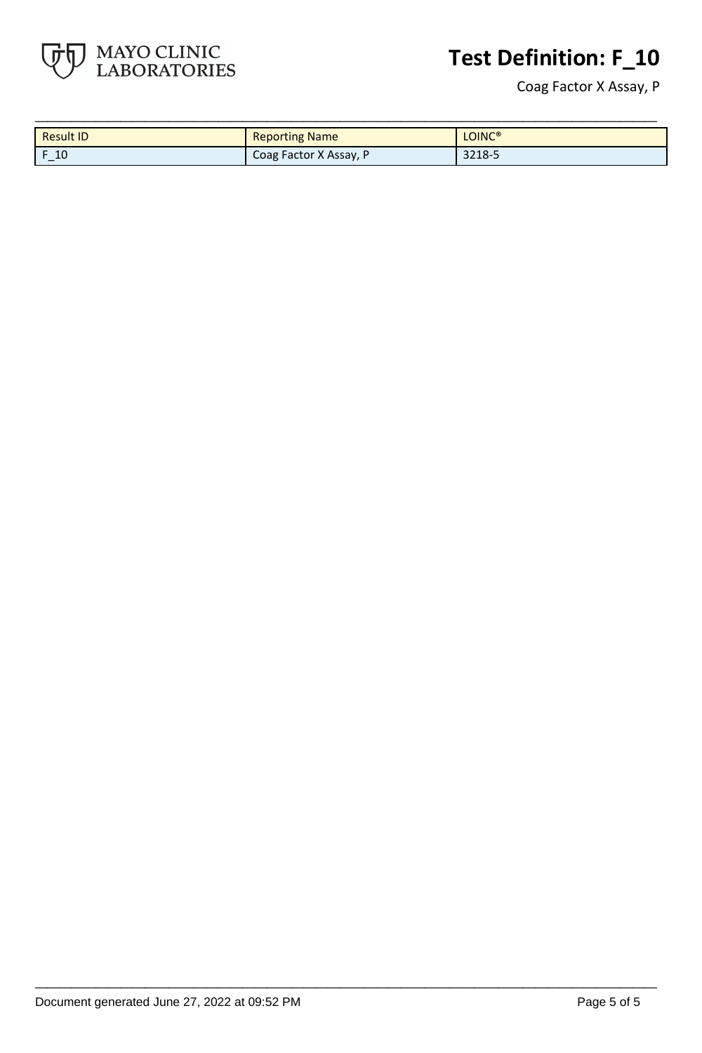| Result ID | Reporting Name | LOINC® |
| --- | --- | --- |
| F_10 | Coag Factor X Assay, P | 3218-5 |